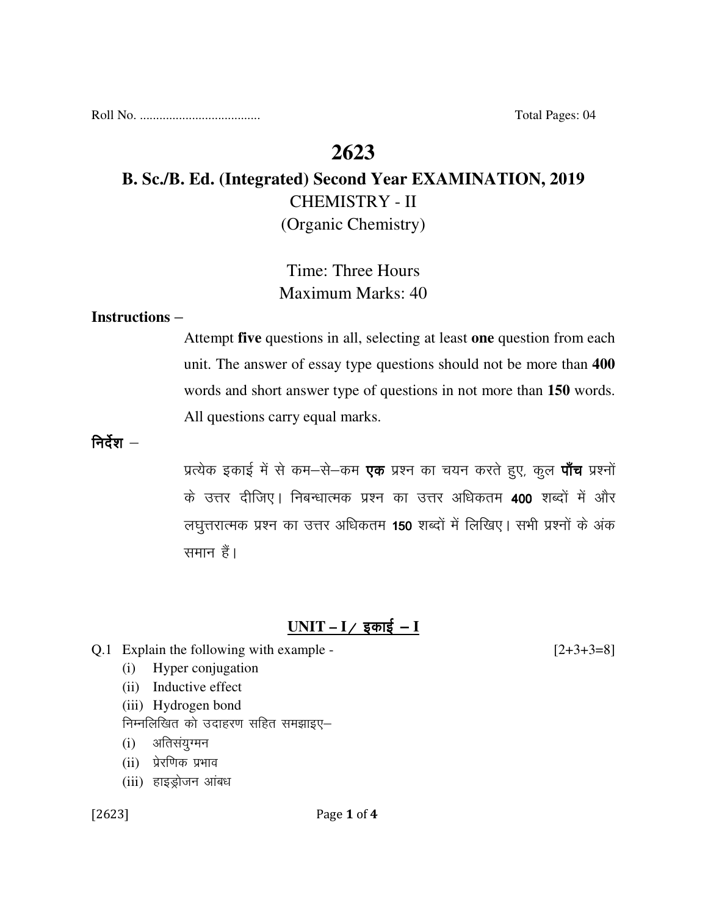Roll No. .................................... Total Pages: 04

# 2623

## B. Sc./B. Ed. (Integrated) Second Year EXAMINATION, 2019

### CHEMISTRY - II

### (Organic Chemistry)

Time: Three Hours

Maximum Marks: 40

**Instructions –**

Attempt **five** questions in all, selecting at least **one** question from each unit. The answer of essay type questions should not be more than **400** words and short answer type of questions in not more than **150** words. All questions carry equal marks.

**निर्देश –**

प्रत्येक इकाई में से कम–से–कम **एक** प्रश्न का चयन करते हुए, कुल **पाँच** प्रश्नों के उत्तर दीजिए। निबन्धात्मक प्रश्न का उत्तर अधिकतम **400** शब्दों में और लघुत्तरात्मक प्रश्न का उत्तर अधिकतम **150** शब्दों में लिखिए। सभी प्रश्नों के अंक समान हैं।

## UNIT – I / इकाई – I

Q.1 Explain the following with example - [2+3+3=8]

(i) Hyper conjugation

(ii) Inductive effect

(iii) Hydrogen bond

निम्नलिखित को उदाहरण सहित समझाइए–

(i) अतिसंयुग्मन

(ii) प्रेरणिक प्रभाव

(iii) हाइड्रोजन आंबध

[2623]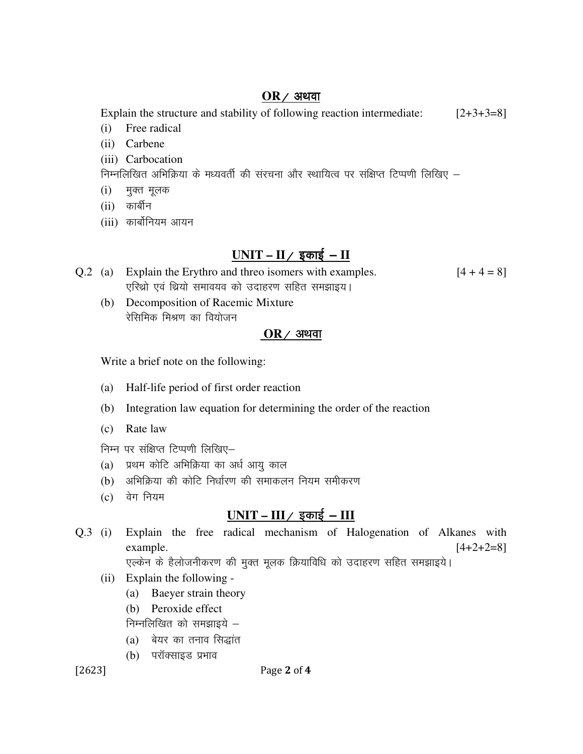**OR / अथवा**

Explain the structure and stability of following reaction intermediate: [2+3+3=8]

(i) Free radical
(ii) Carbene
(iii) Carbocation

निम्नलिखित अभिक्रिया के मध्यवर्ती की संरचना और स्थायित्व पर संक्षिप्त टिप्पणी लिखिए –

(i) मुक्त मूलक
(ii) कार्बीन
(iii) कार्बोनियम आयन

## UNIT – II / इकाई – II

Q.2 (a) Explain the Erythro and threo isomers with examples. [4 + 4 = 8]
एरिथ्रो एवं थ्रियो समावयव को उदाहरण सहित समझाइय।

(b) Decomposition of Racemic Mixture
रेसिमिक मिश्रण का वियोजन

**OR / अथवा**

Write a brief note on the following:

(a) Half-life period of first order reaction
(b) Integration law equation for determining the order of the reaction
(c) Rate law

निम्न पर संक्षिप्त टिप्पणी लिखिए–

(a) प्रथम कोटि अभिक्रिया का अर्ध आयु काल
(b) अभिक्रिया की कोटि निर्धारण की समाकलन नियम समीकरण
(c) वेग नियम

## UNIT – III / इकाई – III

Q.3 (i) Explain the free radical mechanism of Halogenation of Alkanes with example. [4+2+2=8]
एल्केन के हैलोजनीकरण की मुक्त मूलक क्रियाविधि को उदाहरण सहित समझाइये।

(ii) Explain the following -
(a) Baeyer strain theory
(b) Peroxide effect

निम्नलिखित को समझाइये –
(a) बेयर का तनाव सिद्धांत
(b) परॉक्साइड प्रभाव

[2623]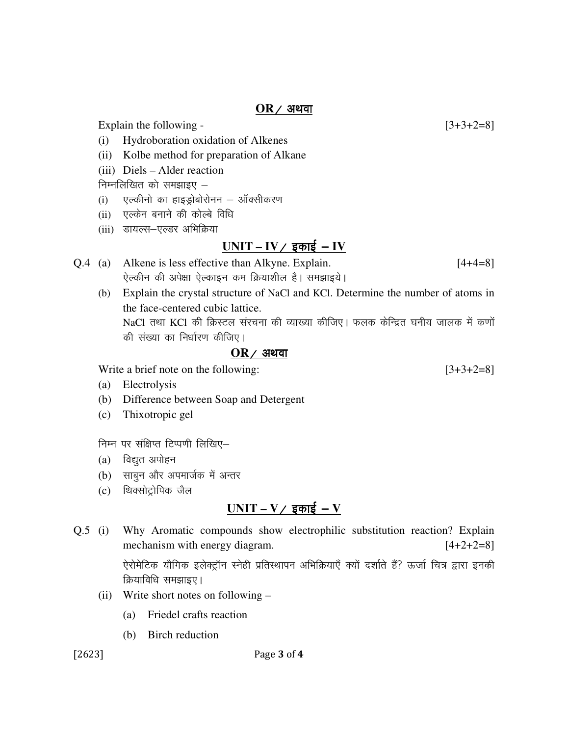**OR / अथवा**

Explain the following - [3+3+2=8]

(i) Hydroboration oxidation of Alkenes

(ii) Kolbe method for preparation of Alkane

(iii) Diels – Alder reaction

निम्नलिखित को समझाइए –

(i) एल्कीनो का हाइड्रोबोरोनन – ऑक्सीकरण

(ii) एल्केन बनाने की कोल्बे विधि

(iii) डायल्स–एल्डर अभिक्रिया

## UNIT – IV / इकाई – IV

Q.4 (a) Alkene is less effective than Alkyne. Explain. [4+4=8]

ऐल्कीन की अपेक्षा ऐल्काइन कम क्रियाशील है। समझाइये।

(b) Explain the crystal structure of NaCl and KCl. Determine the number of atoms in the face-centered cubic lattice.

NaCl तथा KCl की क्रिस्टल संरचना की व्याख्या कीजिए। फलक केन्द्रित घनीय जालक में कणों की संख्या का निर्धारण कीजिए।

**OR / अथवा**

Write a brief note on the following: [3+3+2=8]

(a) Electrolysis

(b) Difference between Soap and Detergent

(c) Thixotropic gel

निम्न पर संक्षिप्त टिप्पणी लिखिए–

(a) विद्युत अपोहन

(b) साबुन और अपमार्जक में अन्तर

(c) थिक्सोट्रोपिक जैल

## UNIT – V / इकाई – V

Q.5 (i) Why Aromatic compounds show electrophilic substitution reaction? Explain mechanism with energy diagram. [4+2+2=8]

ऐरोमेटिक यौगिक इलेक्ट्रॉन स्नेही प्रतिस्थापन अभिक्रियाएँ क्यों दर्शाते हैं? ऊर्जा चित्र द्वारा इनकी क्रियाविधि समझाइए।

(ii) Write short notes on following –

(a) Friedel crafts reaction

(b) Birch reduction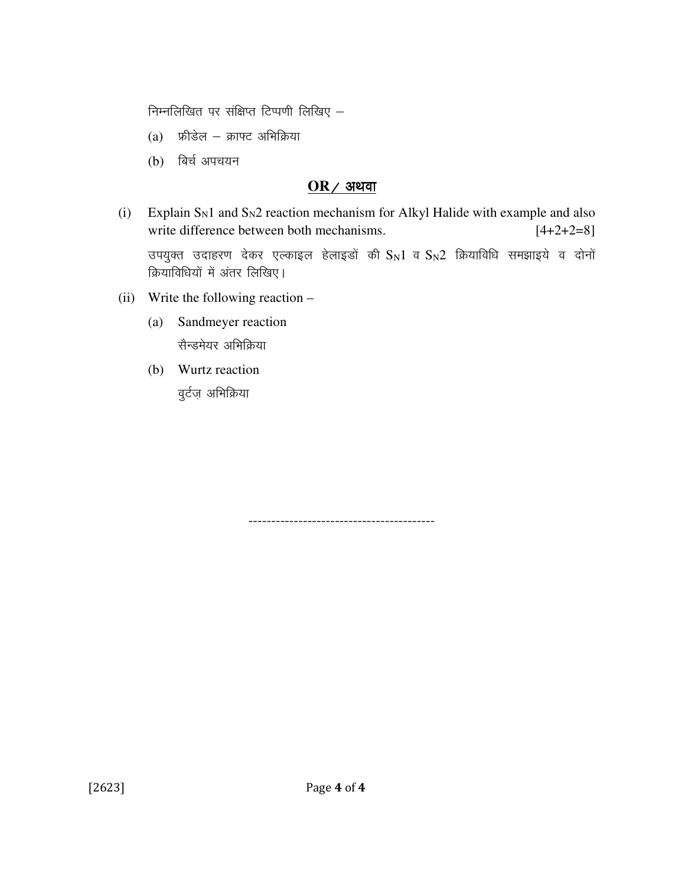निम्नलिखित पर संक्षिप्त टिप्पणी लिखिए –

(a) फ्रीडेल – क्राफ्ट अभिक्रिया

(b) बिर्च अपचयन

**OR / अथवा**

(i) Explain $S_N1$ and $S_N2$ reaction mechanism for Alkyl Halide with example and also write difference between both mechanisms. [4+2+2=8]

उपयुक्त उदाहरण देकर एल्काइल हेलाइडों की $S_N1$ व $S_N2$ क्रियाविधि समझाइये व दोनों क्रियाविधियों में अंतर लिखिए।

(ii) Write the following reaction –

(a) Sandmeyer reaction

सैन्डमेयर अभिक्रिया

(b) Wurtz reaction

वुर्टज़ अभिक्रिया

-----------------------------------------

[2623]